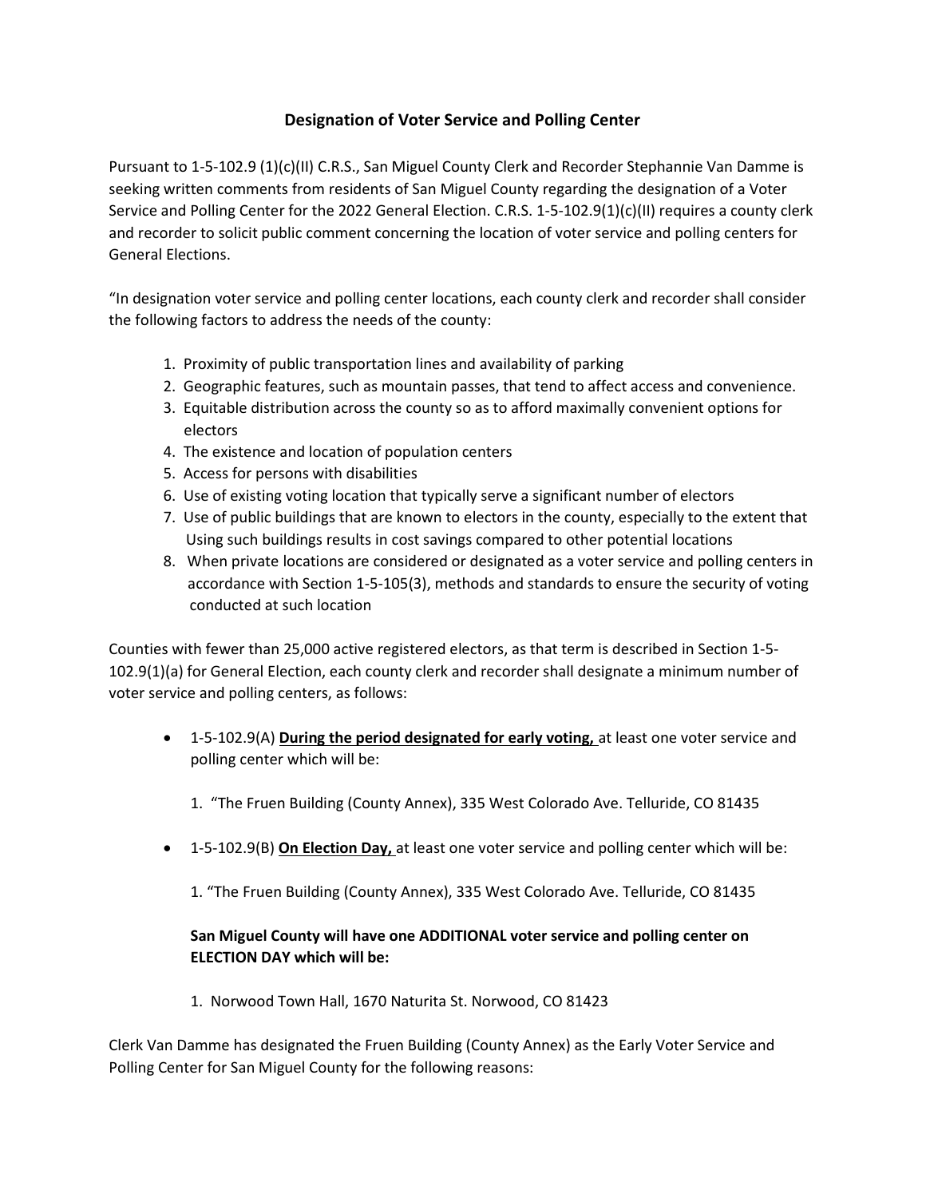# Designation of Voter Service and Polling Center

Pursuant to 1-5-102.9 (1)(c)(II) C.R.S., San Miguel County Clerk and Recorder Stephannie Van Damme is seeking written comments from residents of San Miguel County regarding the designation of a Voter Service and Polling Center for the 2022 General Election. C.R.S. 1-5-102.9(1)(c)(II) requires a county clerk and recorder to solicit public comment concerning the location of voter service and polling centers for General Elections.

"In designation voter service and polling center locations, each county clerk and recorder shall consider the following factors to address the needs of the county:

1. Proximity of public transportation lines and availability of parking
2. Geographic features, such as mountain passes, that tend to affect access and convenience.
3. Equitable distribution across the county so as to afford maximally convenient options for electors
4. The existence and location of population centers
5. Access for persons with disabilities
6. Use of existing voting location that typically serve a significant number of electors
7. Use of public buildings that are known to electors in the county, especially to the extent that Using such buildings results in cost savings compared to other potential locations
8. When private locations are considered or designated as a voter service and polling centers in accordance with Section 1-5-105(3), methods and standards to ensure the security of voting conducted at such location

Counties with fewer than 25,000 active registered electors, as that term is described in Section 1-5-102.9(1)(a) for General Election, each county clerk and recorder shall designate a minimum number of voter service and polling centers, as follows:

- 1-5-102.9(A) **<u>During the period designated for early voting,</u>** at least one voter service and polling center which will be:

  1. "The Fruen Building (County Annex), 335 West Colorado Ave. Telluride, CO 81435

- 1-5-102.9(B) **<u>On Election Day,</u>** at least one voter service and polling center which will be:

  1. "The Fruen Building (County Annex), 335 West Colorado Ave. Telluride, CO 81435

  **San Miguel County will have one ADDITIONAL voter service and polling center on ELECTION DAY which will be:**

  1. Norwood Town Hall, 1670 Naturita St. Norwood, CO 81423

Clerk Van Damme has designated the Fruen Building (County Annex) as the Early Voter Service and Polling Center for San Miguel County for the following reasons: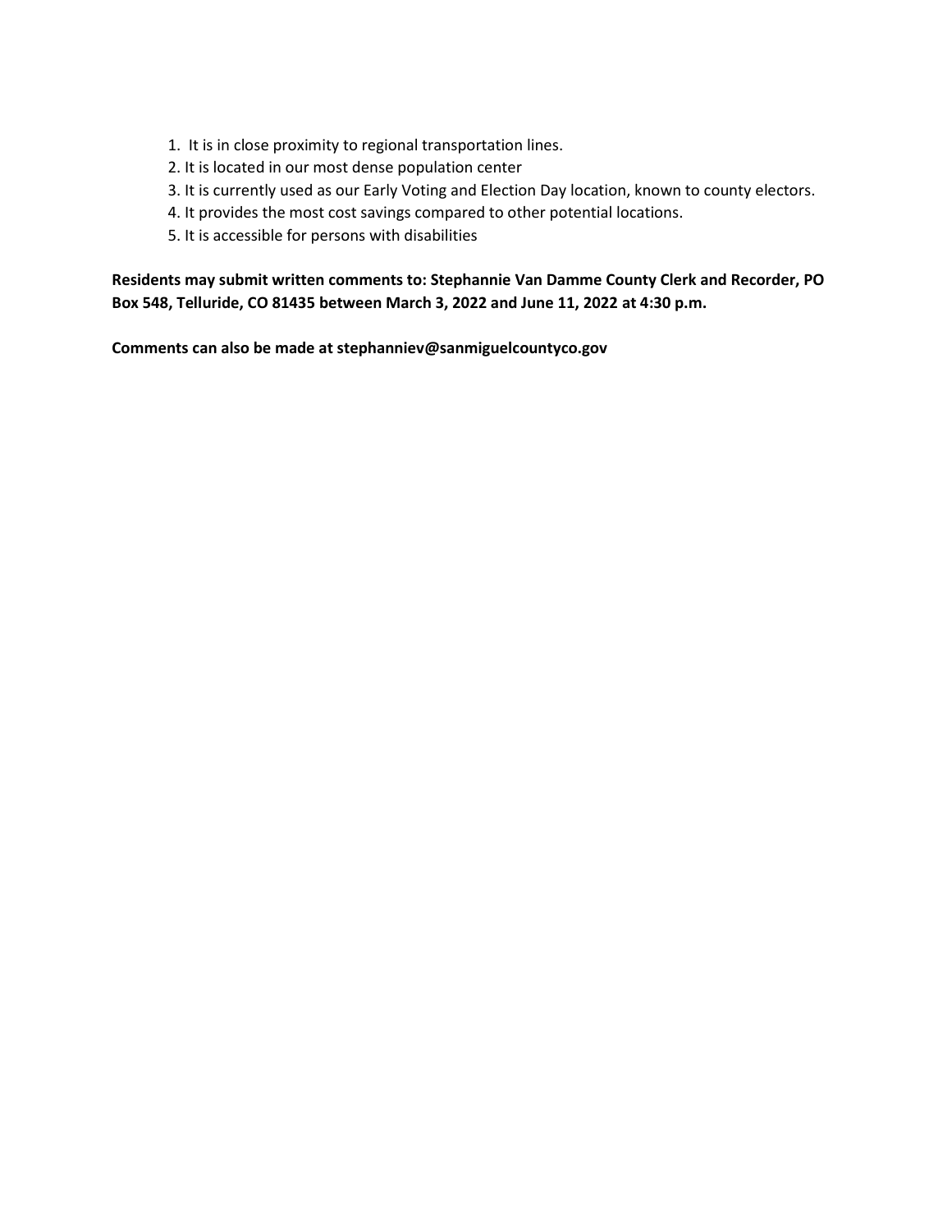1. It is in close proximity to regional transportation lines.
2. It is located in our most dense population center
3. It is currently used as our Early Voting and Election Day location, known to county electors.
4. It provides the most cost savings compared to other potential locations.
5. It is accessible for persons with disabilities

**Residents may submit written comments to: Stephannie Van Damme County Clerk and Recorder, PO Box 548, Telluride, CO 81435 between March 3, 2022 and June 11, 2022 at 4:30 p.m.**

**Comments can also be made at stephanniev@sanmiguelcountyco.gov**